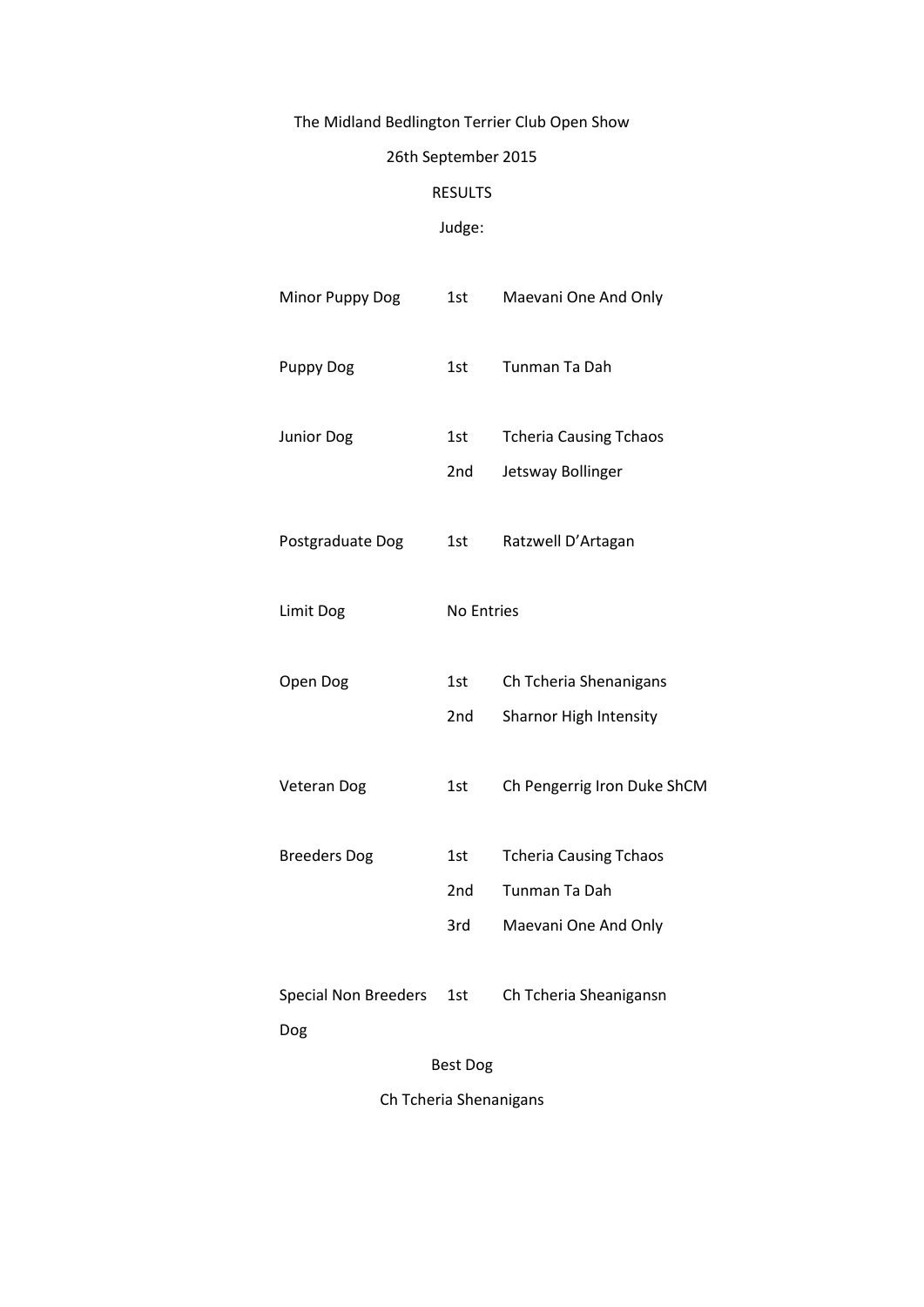The Midland Bedlington Terrier Club Open Show

26th September 2015

RESULTS

Judge:

| Class | Place | Dog |
|---|---|---|
| Minor Puppy Dog | 1st | Maevani One And Only |
| Puppy Dog | 1st | Tunman Ta Dah |
| Junior Dog | 1st | Tcheria Causing Tchaos |
| | 2nd | Jetsway Bollinger |
| Postgraduate Dog | 1st | Ratzwell D'Artagan |
| Limit Dog | No Entries | |
| Open Dog | 1st | Ch Tcheria Shenanigans |
| | 2nd | Sharnor High Intensity |
| Veteran Dog | 1st | Ch Pengerrig Iron Duke ShCM |
| Breeders Dog | 1st | Tcheria Causing Tchaos |
| | 2nd | Tunman Ta Dah |
| | 3rd | Maevani One And Only |
| Special Non Breeders Dog | 1st | Ch Tcheria Sheanigansn |

Best Dog

Ch Tcheria Shenanigans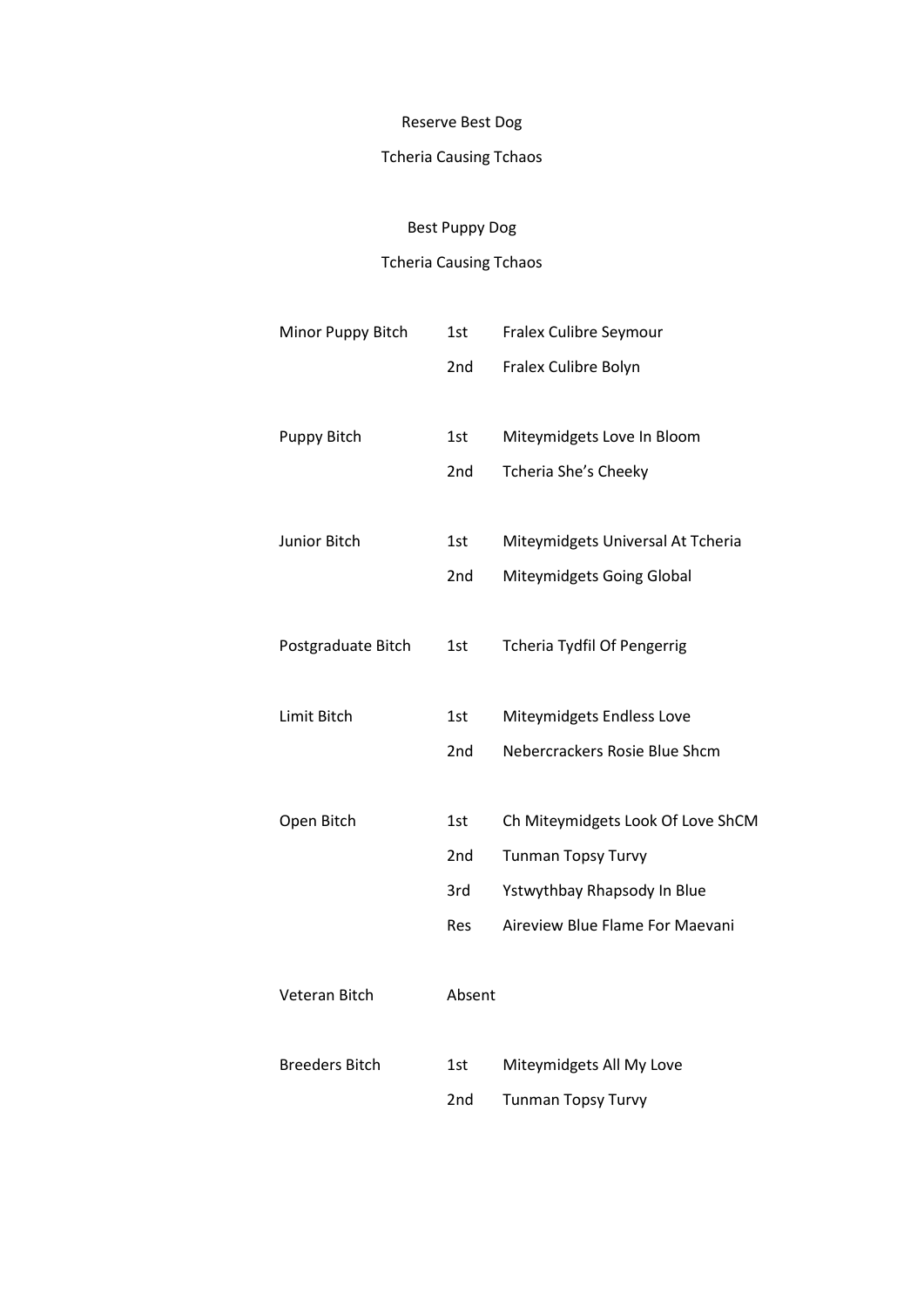Reserve Best Dog

Tcheria Causing Tchaos

Best Puppy Dog

Tcheria Causing Tchaos

| | | |
|---|---|---|
| Minor Puppy Bitch | 1st | Fralex Culibre Seymour |
| | 2nd | Fralex Culibre Bolyn |
| Puppy Bitch | 1st | Miteymidgets Love In Bloom |
| | 2nd | Tcheria She's Cheeky |
| Junior Bitch | 1st | Miteymidgets Universal At Tcheria |
| | 2nd | Miteymidgets Going Global |
| Postgraduate Bitch | 1st | Tcheria Tydfil Of Pengerrig |
| Limit Bitch | 1st | Miteymidgets Endless Love |
| | 2nd | Nebercrackers Rosie Blue Shcm |
| Open Bitch | 1st | Ch Miteymidgets Look Of Love ShCM |
| | 2nd | Tunman Topsy Turvy |
| | 3rd | Ystwythbay Rhapsody In Blue |
| | Res | Aireview Blue Flame For Maevani |
| Veteran Bitch | Absent | |
| Breeders Bitch | 1st | Miteymidgets All My Love |
| | 2nd | Tunman Topsy Turvy |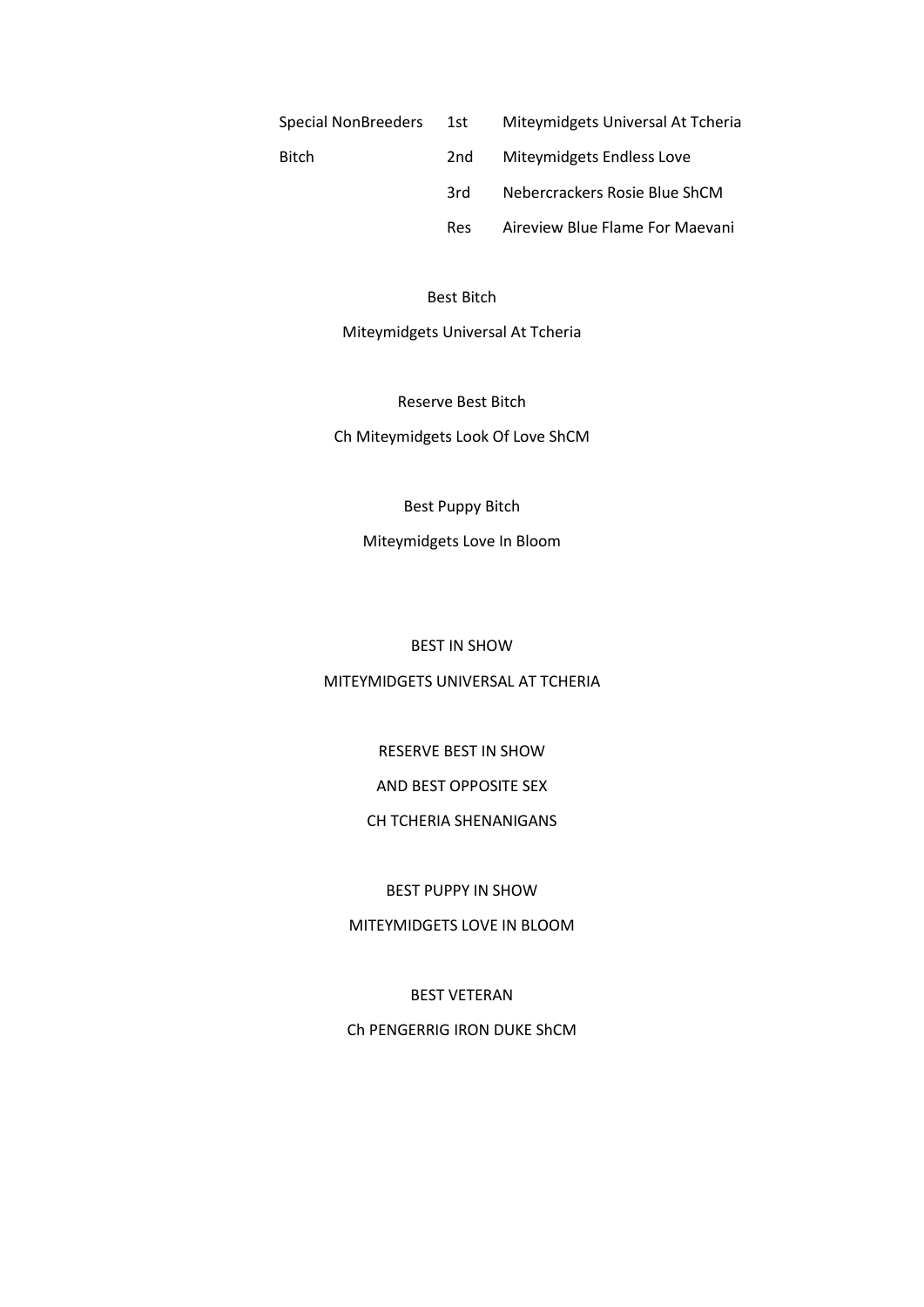| | | |
|---|---|---|
| Special NonBreeders | 1st | Miteymidgets Universal At Tcheria |
| Bitch | 2nd | Miteymidgets Endless Love |
| | 3rd | Nebercrackers Rosie Blue ShCM |
| | Res | Aireview Blue Flame For Maevani |

Best Bitch

Miteymidgets Universal At Tcheria

Reserve Best Bitch

Ch Miteymidgets Look Of Love ShCM

Best Puppy Bitch

Miteymidgets Love In Bloom

BEST IN SHOW

MITEYMIDGETS UNIVERSAL AT TCHERIA

RESERVE BEST IN SHOW

AND BEST OPPOSITE SEX

CH TCHERIA SHENANIGANS

BEST PUPPY IN SHOW

MITEYMIDGETS LOVE IN BLOOM

BEST VETERAN

Ch PENGERRIG IRON DUKE ShCM